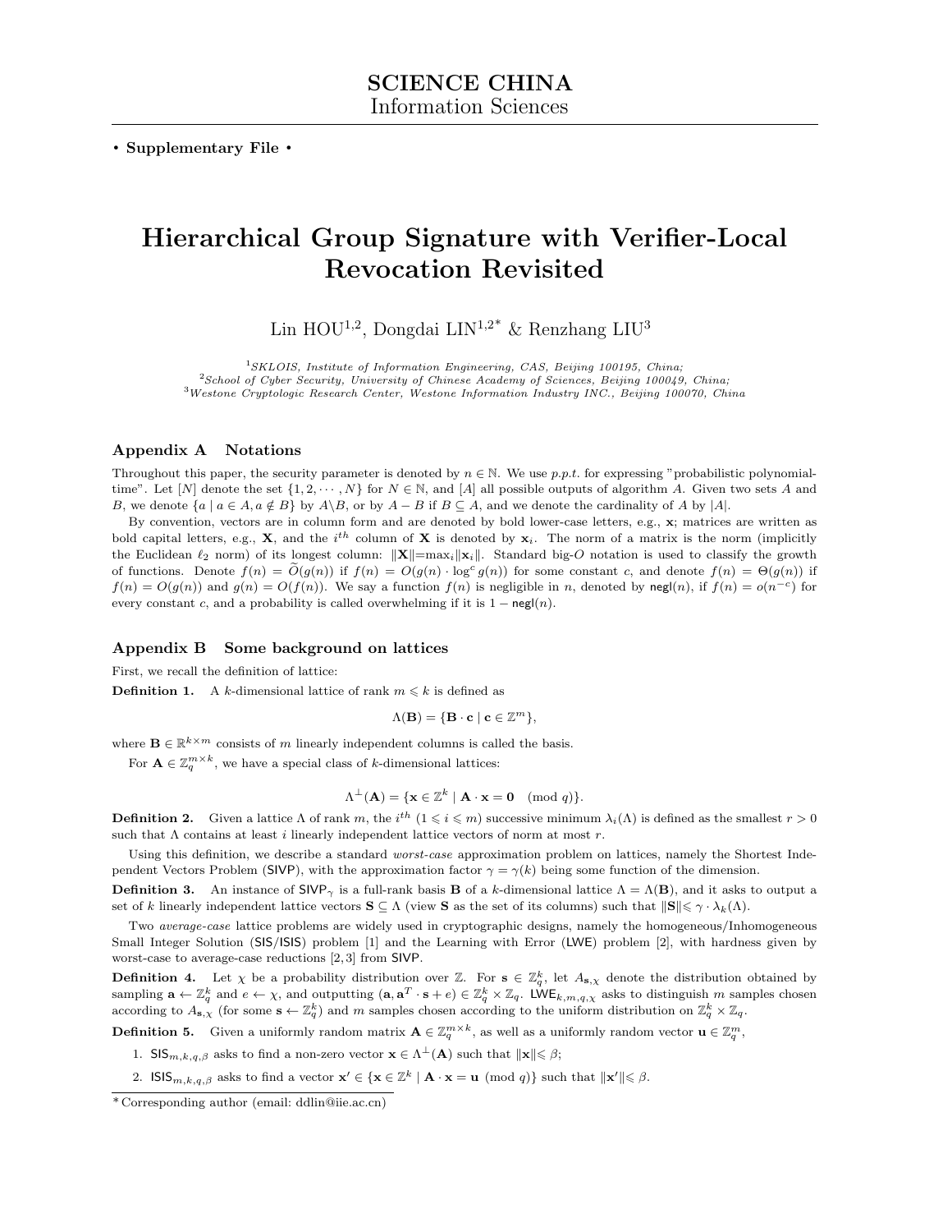**SCIENCE CHINA**
Information Sciences

**• Supplementary File •**

# Hierarchical Group Signature with Verifier-Local Revocation Revisited

Lin HOU[1,2], Dongdai LIN[1,2*] & Renzhang LIU[3]

[1] *SKLOIS, Institute of Information Engineering, CAS, Beijing 100195, China;*
[2] *School of Cyber Security, University of Chinese Academy of Sciences, Beijing 100049, China;*
[3] *Westone Cryptologic Research Center, Westone Information Industry INC., Beijing 100070, China*

## Appendix A Notations

Throughout this paper, the security parameter is denoted by $n \in \mathbb{N}$. We use *p.p.t.* for expressing "probabilistic polynomial-time". Let $[N]$ denote the set $\{1, 2, \cdots, N\}$ for $N \in \mathbb{N}$, and $[A]$ all possible outputs of algorithm $A$. Given two sets $A$ and $B$, we denote $\{a \mid a \in A, a \notin B\}$ by $A \backslash B$, or by $A - B$ if $B \subseteq A$, and we denote the cardinality of $A$ by $|A|$.

By convention, vectors are in column form and are denoted by bold lower-case letters, e.g., $\mathbf{x}$; matrices are written as bold capital letters, e.g., $\mathbf{X}$, and the $i^{th}$ column of $\mathbf{X}$ is denoted by $\mathbf{x}_i$. The norm of a matrix is the norm (implicitly the Euclidean $\ell_2$ norm) of its longest column: $\|\mathbf{X}\| = \max_i \|\mathbf{x}_i\|$. Standard big-$O$ notation is used to classify the growth of functions. Denote $f(n) = \widetilde{O}(g(n))$ if $f(n) = O(g(n) \cdot \log^c g(n))$ for some constant $c$, and denote $f(n) = \Theta(g(n))$ if $f(n) = O(g(n))$ and $g(n) = O(f(n))$. We say a function $f(n)$ is negligible in $n$, denoted by $\mathsf{negl}(n)$, if $f(n) = o(n^{-c})$ for every constant $c$, and a probability is called overwhelming if it is $1 - \mathsf{negl}(n)$.

## Appendix B Some background on lattices

First, we recall the definition of lattice:

**Definition 1.** A $k$-dimensional lattice of rank $m \leqslant k$ is defined as

$$\Lambda(\mathbf{B}) = \{\mathbf{B} \cdot \mathbf{c} \mid \mathbf{c} \in \mathbb{Z}^m\},$$

where $\mathbf{B} \in \mathbb{R}^{k \times m}$ consists of $m$ linearly independent columns is called the basis.

For $\mathbf{A} \in \mathbb{Z}_q^{m \times k}$, we have a special class of $k$-dimensional lattices:

$$\Lambda^{\perp}(\mathbf{A}) = \{\mathbf{x} \in \mathbb{Z}^k \mid \mathbf{A} \cdot \mathbf{x} = \mathbf{0} \pmod q\}.$$

**Definition 2.** Given a lattice $\Lambda$ of rank $m$, the $i^{th}$ $(1 \leqslant i \leqslant m)$ successive minimum $\lambda_i(\Lambda)$ is defined as the smallest $r > 0$ such that $\Lambda$ contains at least $i$ linearly independent lattice vectors of norm at most $r$.

Using this definition, we describe a standard *worst-case* approximation problem on lattices, namely the Shortest Independent Vectors Problem ($\mathsf{SIVP}$), with the approximation factor $\gamma = \gamma(k)$ being some function of the dimension.

**Definition 3.** An instance of $\mathsf{SIVP}_\gamma$ is a full-rank basis $\mathbf{B}$ of a $k$-dimensional lattice $\Lambda = \Lambda(\mathbf{B})$, and it asks to output a set of $k$ linearly independent lattice vectors $\mathbf{S} \subseteq \Lambda$ (view $\mathbf{S}$ as the set of its columns) such that $\|\mathbf{S}\| \leqslant \gamma \cdot \lambda_k(\Lambda)$.

Two *average-case* lattice problems are widely used in cryptographic designs, namely the homogeneous/Inhomogeneous Small Integer Solution ($\mathsf{SIS}$/$\mathsf{ISIS}$) problem [1] and the Learning with Error ($\mathsf{LWE}$) problem [2], with hardness given by worst-case to average-case reductions [2,3] from $\mathsf{SIVP}$.

**Definition 4.** Let $\chi$ be a probability distribution over $\mathbb{Z}$. For $\mathbf{s} \in \mathbb{Z}_q^k$, let $A_{\mathbf{s},\chi}$ denote the distribution obtained by sampling $\mathbf{a} \leftarrow \mathbb{Z}_q^k$ and $e \leftarrow \chi$, and outputting $(\mathbf{a}, \mathbf{a}^T \cdot \mathbf{s} + e) \in \mathbb{Z}_q^k \times \mathbb{Z}_q$. $\mathsf{LWE}_{k,m,q,\chi}$ asks to distinguish $m$ samples chosen according to $A_{\mathbf{s},\chi}$ (for some $\mathbf{s} \leftarrow \mathbb{Z}_q^k$) and $m$ samples chosen according to the uniform distribution on $\mathbb{Z}_q^k \times \mathbb{Z}_q$.

**Definition 5.** Given a uniformly random matrix $\mathbf{A} \in \mathbb{Z}_q^{m \times k}$, as well as a uniformly random vector $\mathbf{u} \in \mathbb{Z}_q^m$,

1. $\mathsf{SIS}_{m,k,q,\beta}$ asks to find a non-zero vector $\mathbf{x} \in \Lambda^{\perp}(\mathbf{A})$ such that $\|\mathbf{x}\| \leqslant \beta$;
2. $\mathsf{ISIS}_{m,k,q,\beta}$ asks to find a vector $\mathbf{x}' \in \{\mathbf{x} \in \mathbb{Z}^k \mid \mathbf{A} \cdot \mathbf{x} = \mathbf{u} \pmod q\}$ such that $\|\mathbf{x}'\| \leqslant \beta$.

\* Corresponding author (email: ddlin@iie.ac.cn)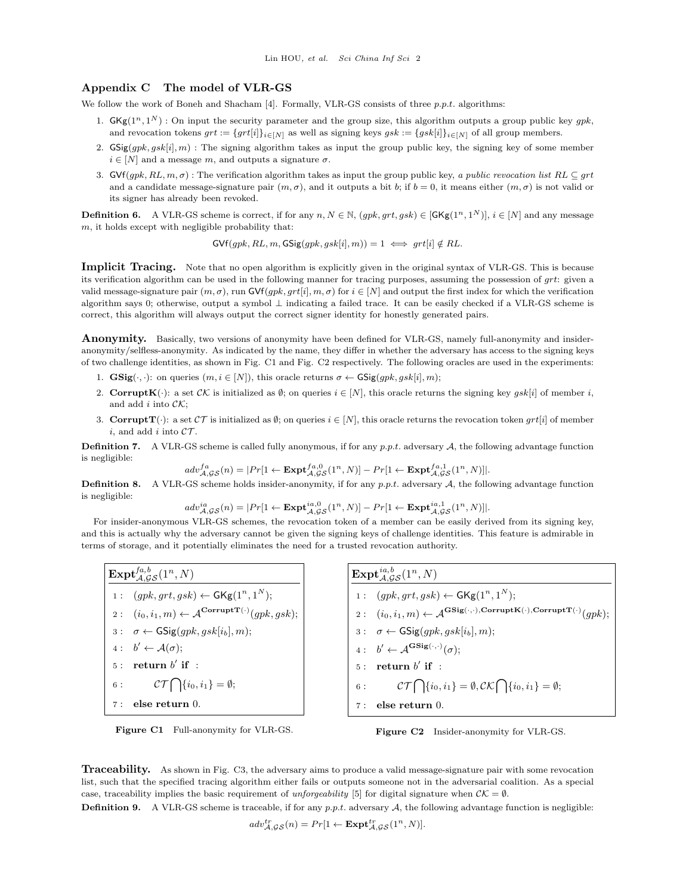## Appendix C  The model of VLR-GS

We follow the work of Boneh and Shacham [4]. Formally, VLR-GS consists of three *p.p.t.* algorithms:

1. $\mathsf{GKg}(1^n, 1^N)$ : On input the security parameter and the group size, this algorithm outputs a group public key $gpk$, and revocation tokens $grt := \{grt[i]\}_{i\in[N]}$ as well as signing keys $gsk := \{gsk[i]\}_{i\in[N]}$ of all group members.
2. $\mathsf{GSig}(gpk, gsk[i], m)$ : The signing algorithm takes as input the group public key, the signing key of some member $i \in [N]$ and a message $m$, and outputs a signature $\sigma$.
3. $\mathsf{GVf}(gpk, RL, m, \sigma)$ : The verification algorithm takes as input the group public key, *a public revocation list* $RL \subseteq grt$ and a candidate message-signature pair $(m, \sigma)$, and it outputs a bit $b$; if $b = 0$, it means either $(m, \sigma)$ is not valid or its signer has already been revoked.

**Definition 6.** A VLR-GS scheme is correct, if for any $n, N \in \mathbb{N}$, $(gpk, grt, gsk) \in [\mathsf{GKg}(1^n, 1^N)]$, $i \in [N]$ and any message $m$, it holds except with negligible probability that:

$$\mathsf{GVf}(gpk, RL, m, \mathsf{GSig}(gpk, gsk[i], m)) = 1 \iff grt[i] \notin RL.$$

**Implicit Tracing.** Note that no open algorithm is explicitly given in the original syntax of VLR-GS. This is because its verification algorithm can be used in the following manner for tracing purposes, assuming the possession of $grt$: given a valid message-signature pair $(m, \sigma)$, run $\mathsf{GVf}(gpk, grt[i], m, \sigma)$ for $i \in [N]$ and output the first index for which the verification algorithm says 0; otherwise, output a symbol $\perp$ indicating a failed trace. It can be easily checked if a VLR-GS scheme is correct, this algorithm will always output the correct signer identity for honestly generated pairs.

**Anonymity.** Basically, two versions of anonymity have been defined for VLR-GS, namely full-anonymity and insider-anonymity/selfless-anonymity. As indicated by the name, they differ in whether the adversary has access to the signing keys of two challenge identities, as shown in Fig. C1 and Fig. C2 respectively. The following oracles are used in the experiments:

1. **GSig**$(\cdot, \cdot)$: on queries $(m, i \in [N])$, this oracle returns $\sigma \leftarrow \mathsf{GSig}(gpk, gsk[i], m)$;
2. **CorruptK**$(\cdot)$: a set $\mathcal{CK}$ is initialized as $\emptyset$; on queries $i \in [N]$, this oracle returns the signing key $gsk[i]$ of member $i$, and add $i$ into $\mathcal{CK}$;
3. **CorruptT**$(\cdot)$: a set $\mathcal{CT}$ is initialized as $\emptyset$; on queries $i \in [N]$, this oracle returns the revocation token $grt[i]$ of member $i$, and add $i$ into $\mathcal{CT}$.

**Definition 7.** A VLR-GS scheme is called fully anonymous, if for any *p.p.t.* adversary $\mathcal{A}$, the following advantage function is negligible:

$$adv^{fa}_{\mathcal{A},\mathcal{GS}}(n) = |Pr[1 \leftarrow \mathbf{Expt}^{fa,0}_{\mathcal{A},\mathcal{GS}}(1^n, N)] - Pr[1 \leftarrow \mathbf{Expt}^{fa,1}_{\mathcal{A},\mathcal{GS}}(1^n, N)]|.$$

**Definition 8.** A VLR-GS scheme holds insider-anonymity, if for any *p.p.t.* adversary $\mathcal{A}$, the following advantage function is negligible:

$$adv^{ia}_{\mathcal{A},\mathcal{GS}}(n) = |Pr[1 \leftarrow \mathbf{Expt}^{ia,0}_{\mathcal{A},\mathcal{GS}}(1^n, N)] - Pr[1 \leftarrow \mathbf{Expt}^{ia,1}_{\mathcal{A},\mathcal{GS}}(1^n, N)]|.$$

For insider-anonymous VLR-GS schemes, the revocation token of a member can be easily derived from its signing key, and this is actually why the adversary cannot be given the signing keys of challenge identities. This feature is admirable in terms of storage, and it potentially eliminates the need for a trusted revocation authority.

$\mathbf{Expt}^{fa,b}_{\mathcal{A},\mathcal{GS}}(1^n, N)$

1: $(gpk, grt, gsk) \leftarrow \mathsf{GKg}(1^n, 1^N)$;
2: $(i_0, i_1, m) \leftarrow \mathcal{A}^{\mathbf{CorruptT}(\cdot)}(gpk, gsk)$;
3: $\sigma \leftarrow \mathsf{GSig}(gpk, gsk[i_b], m)$;
4: $b' \leftarrow \mathcal{A}(\sigma)$;
5: **return** $b'$ **if** :
6: $\quad \mathcal{CT} \bigcap \{i_0, i_1\} = \emptyset$;
7: **else return** 0.

**Figure C1** Full-anonymity for VLR-GS.

$\mathbf{Expt}^{ia,b}_{\mathcal{A},\mathcal{GS}}(1^n, N)$

1: $(gpk, grt, gsk) \leftarrow \mathsf{GKg}(1^n, 1^N)$;
2: $(i_0, i_1, m) \leftarrow \mathcal{A}^{\mathbf{GSig}(\cdot,\cdot),\mathbf{CorruptK}(\cdot),\mathbf{CorruptT}(\cdot)}(gpk)$;
3: $\sigma \leftarrow \mathsf{GSig}(gpk, gsk[i_b], m)$;
4: $b' \leftarrow \mathcal{A}^{\mathbf{GSig}(\cdot,\cdot)}(\sigma)$;
5: **return** $b'$ **if** :
6: $\quad \mathcal{CT} \bigcap \{i_0, i_1\} = \emptyset, \mathcal{CK} \bigcap \{i_0, i_1\} = \emptyset$;
7: **else return** 0.

**Figure C2** Insider-anonymity for VLR-GS.

**Traceability.** As shown in Fig. C3, the adversary aims to produce a valid message-signature pair with some revocation list, such that the specified tracing algorithm either fails or outputs someone not in the adversarial coalition. As a special case, traceability implies the basic requirement of *unforgeability* [5] for digital signature when $\mathcal{CK} = \emptyset$.

**Definition 9.** A VLR-GS scheme is traceable, if for any *p.p.t.* adversary $\mathcal{A}$, the following advantage function is negligible:

$$adv^{tr}_{\mathcal{A},\mathcal{GS}}(n) = Pr[1 \leftarrow \mathbf{Expt}^{tr}_{\mathcal{A},\mathcal{GS}}(1^n, N)].$$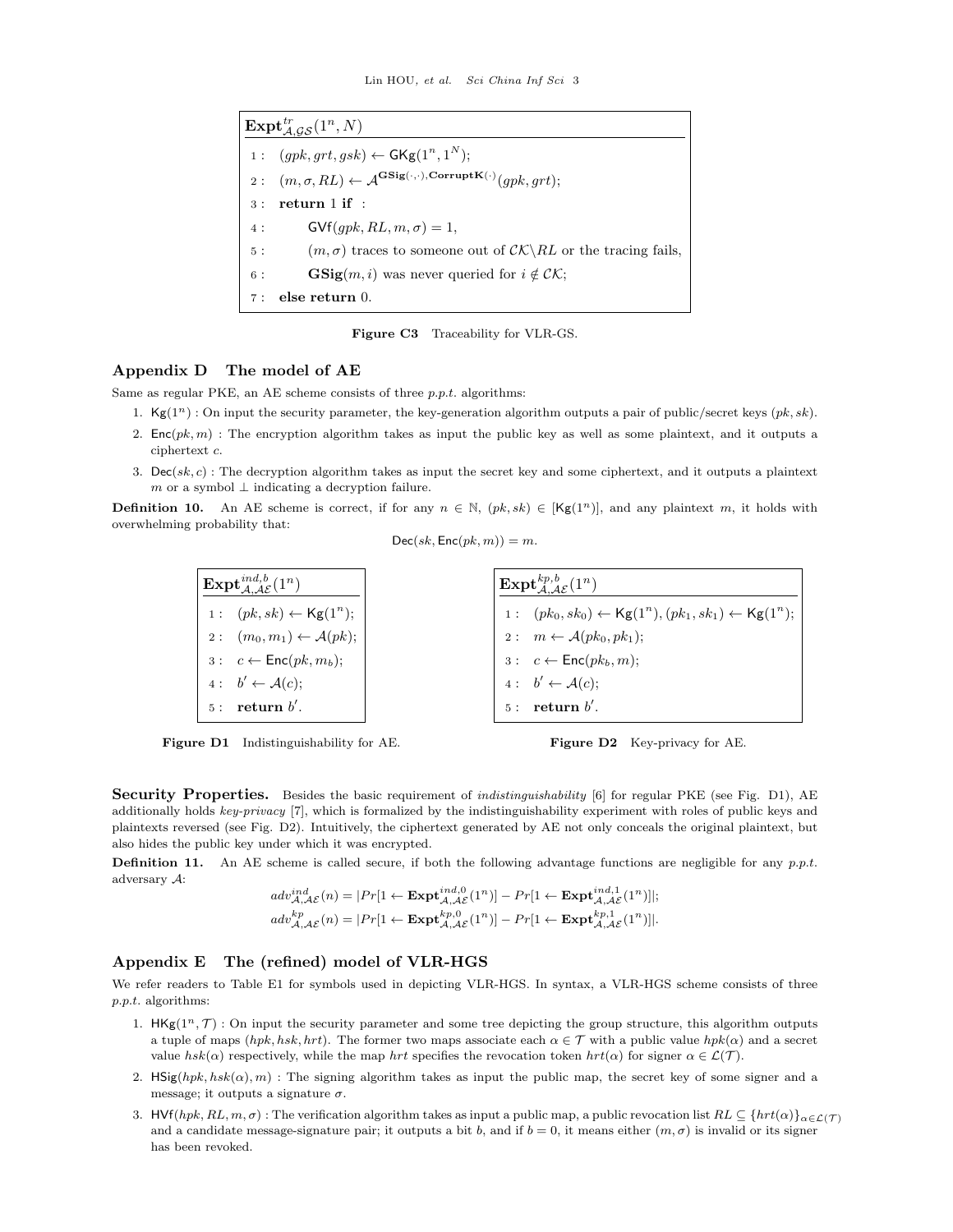$\mathbf{Expt}^{tr}_{\mathcal{A},\mathcal{GS}}(1^n, N)$

1 : $(gpk, grt, gsk) \leftarrow \mathsf{GKg}(1^n, 1^N)$;

2 : $(m, \sigma, RL) \leftarrow \mathcal{A}^{\mathbf{GSig}(\cdot,\cdot),\mathbf{CorruptK}(\cdot)}(gpk, grt)$;

3 : **return** 1 **if** :

4 : $\quad\mathsf{GVf}(gpk, RL, m, \sigma) = 1$,

5 : $\quad(m, \sigma)$ traces to someone out of $\mathcal{CK}\backslash RL$ or the tracing fails,

6 : $\quad\mathbf{GSig}(m, i)$ was never queried for $i \notin \mathcal{CK}$;

7 : **else return** 0.

**Figure C3** Traceability for VLR-GS.

## Appendix D The model of AE

Same as regular PKE, an AE scheme consists of three *p.p.t.* algorithms:

1. $\mathsf{Kg}(1^n)$ : On input the security parameter, the key-generation algorithm outputs a pair of public/secret keys $(pk, sk)$.
2. $\mathsf{Enc}(pk, m)$ : The encryption algorithm takes as input the public key as well as some plaintext, and it outputs a ciphertext $c$.
3. $\mathsf{Dec}(sk, c)$ : The decryption algorithm takes as input the secret key and some ciphertext, and it outputs a plaintext $m$ or a symbol $\perp$ indicating a decryption failure.

**Definition 10.** An AE scheme is correct, if for any $n \in \mathbb{N}$, $(pk, sk) \in [\mathsf{Kg}(1^n)]$, and any plaintext $m$, it holds with overwhelming probability that:

$$\mathsf{Dec}(sk, \mathsf{Enc}(pk, m)) = m.$$

$\mathbf{Expt}^{ind,b}_{\mathcal{A},\mathcal{AE}}(1^n)$

1 : $(pk, sk) \leftarrow \mathsf{Kg}(1^n)$;

2 : $(m_0, m_1) \leftarrow \mathcal{A}(pk)$;

3 : $c \leftarrow \mathsf{Enc}(pk, m_b)$;

4 : $b' \leftarrow \mathcal{A}(c)$;

5 : **return** $b'$.

**Figure D1** Indistinguishability for AE.

$\mathbf{Expt}^{kp,b}_{\mathcal{A},\mathcal{AE}}(1^n)$

1 : $(pk_0, sk_0) \leftarrow \mathsf{Kg}(1^n), (pk_1, sk_1) \leftarrow \mathsf{Kg}(1^n)$;

2 : $m \leftarrow \mathcal{A}(pk_0, pk_1)$;

3 : $c \leftarrow \mathsf{Enc}(pk_b, m)$;

4 : $b' \leftarrow \mathcal{A}(c)$;

5 : **return** $b'$.

**Figure D2** Key-privacy for AE.

**Security Properties.** Besides the basic requirement of *indistinguishability* [6] for regular PKE (see Fig. D1), AE additionally holds *key-privacy* [7], which is formalized by the indistinguishability experiment with roles of public keys and plaintexts reversed (see Fig. D2). Intuitively, the ciphertext generated by AE not only conceals the original plaintext, but also hides the public key under which it was encrypted.

**Definition 11.** An AE scheme is called secure, if both the following advantage functions are negligible for any *p.p.t.* adversary $\mathcal{A}$:

$$adv^{ind}_{\mathcal{A},\mathcal{AE}}(n) = |Pr[1 \leftarrow \mathbf{Expt}^{ind,0}_{\mathcal{A},\mathcal{AE}}(1^n)] - Pr[1 \leftarrow \mathbf{Expt}^{ind,1}_{\mathcal{A},\mathcal{AE}}(1^n)]|;$$
$$adv^{kp}_{\mathcal{A},\mathcal{AE}}(n) = |Pr[1 \leftarrow \mathbf{Expt}^{kp,0}_{\mathcal{A},\mathcal{AE}}(1^n)] - Pr[1 \leftarrow \mathbf{Expt}^{kp,1}_{\mathcal{A},\mathcal{AE}}(1^n)]|.$$

## Appendix E The (refined) model of VLR-HGS

We refer readers to Table E1 for symbols used in depicting VLR-HGS. In syntax, a VLR-HGS scheme consists of three *p.p.t.* algorithms:

1. $\mathsf{HKg}(1^n, \mathcal{T})$ : On input the security parameter and some tree depicting the group structure, this algorithm outputs a tuple of maps $(hpk, hsk, hrt)$. The former two maps associate each $\alpha \in \mathcal{T}$ with a public value $hpk(\alpha)$ and a secret value $hsk(\alpha)$ respectively, while the map $hrt$ specifies the revocation token $hrt(\alpha)$ for signer $\alpha \in \mathcal{L}(\mathcal{T})$.
2. $\mathsf{HSig}(hpk, hsk(\alpha), m)$ : The signing algorithm takes as input the public map, the secret key of some signer and a message; it outputs a signature $\sigma$.
3. $\mathsf{HVf}(hpk, RL, m, \sigma)$ : The verification algorithm takes as input a public map, a public revocation list $RL \subseteq \{hrt(\alpha)\}_{\alpha \in \mathcal{L}(\mathcal{T})}$ and a candidate message-signature pair; it outputs a bit $b$, and if $b = 0$, it means either $(m, \sigma)$ is invalid or its signer has been revoked.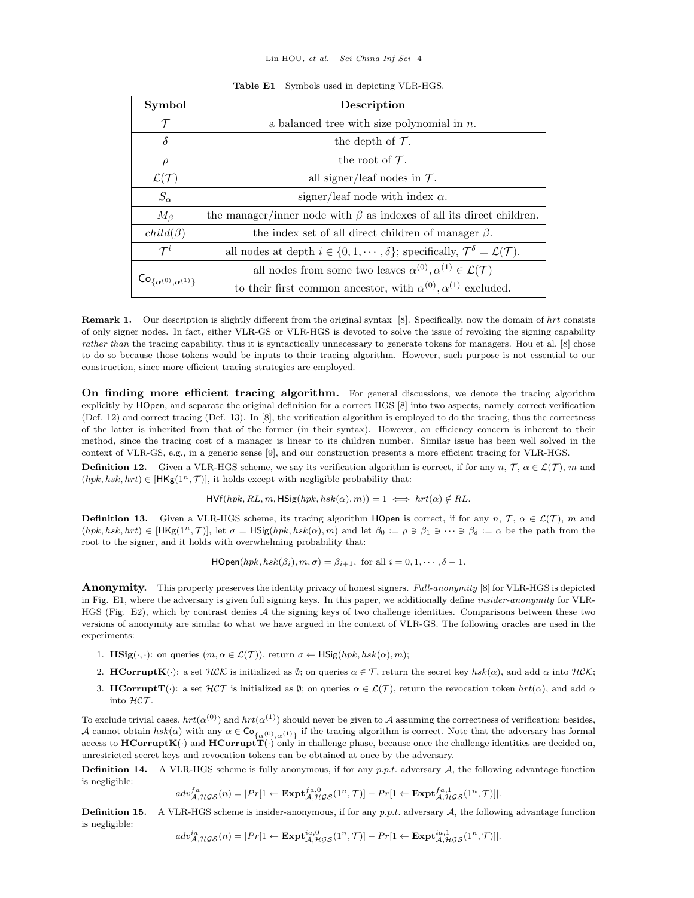**Table E1** Symbols used in depicting VLR-HGS.

| Symbol | Description |
|---|---|
| $\mathcal{T}$ | a balanced tree with size polynomial in $n$. |
| $\delta$ | the depth of $\mathcal{T}$. |
| $\rho$ | the root of $\mathcal{T}$. |
| $\mathcal{L}(\mathcal{T})$ | all signer/leaf nodes in $\mathcal{T}$. |
| $S_\alpha$ | signer/leaf node with index $\alpha$. |
| $M_\beta$ | the manager/inner node with $\beta$ as indexes of all its direct children. |
| $child(\beta)$ | the index set of all direct children of manager $\beta$. |
| $\mathcal{T}^i$ | all nodes at depth $i \in \{0, 1, \cdots, \delta\}$; specifically, $\mathcal{T}^\delta = \mathcal{L}(\mathcal{T})$. |
| $\mathsf{Co}_{\{\alpha^{(0)}, \alpha^{(1)}\}}$ | all nodes from some two leaves $\alpha^{(0)}, \alpha^{(1)} \in \mathcal{L}(\mathcal{T})$ to their first common ancestor, with $\alpha^{(0)}, \alpha^{(1)}$ excluded. |

**Remark 1.** Our description is slightly different from the original syntax [8]. Specifically, now the domain of $hrt$ consists of only signer nodes. In fact, either VLR-GS or VLR-HGS is devoted to solve the issue of revoking the signing capability *rather than* the tracing capability, thus it is syntactically unnecessary to generate tokens for managers. Hou et al. [8] chose to do so because those tokens would be inputs to their tracing algorithm. However, such purpose is not essential to our construction, since more efficient tracing strategies are employed.

**On finding more efficient tracing algorithm.** For general discussions, we denote the tracing algorithm explicitly by $\mathsf{HOpen}$, and separate the original definition for a correct HGS [8] into two aspects, namely correct verification (Def. 12) and correct tracing (Def. 13). In [8], the verification algorithm is employed to do the tracing, thus the correctness of the latter is inherited from that of the former (in their syntax). However, an efficiency concern is inherent to their method, since the tracing cost of a manager is linear to its children number. Similar issue has been well solved in the context of VLR-GS, e.g., in a generic sense [9], and our construction presents a more efficient tracing for VLR-HGS.

**Definition 12.** Given a VLR-HGS scheme, we say its verification algorithm is correct, if for any $n$, $\mathcal{T}$, $\alpha \in \mathcal{L}(\mathcal{T})$, $m$ and $(hpk, hsk, hrt) \in [\mathsf{HKg}(1^n, \mathcal{T})]$, it holds except with negligible probability that:

$$\mathsf{HVf}(hpk, RL, m, \mathsf{HSig}(hpk, hsk(\alpha), m)) = 1 \iff hrt(\alpha) \notin RL.$$

**Definition 13.** Given a VLR-HGS scheme, its tracing algorithm $\mathsf{HOpen}$ is correct, if for any $n$, $\mathcal{T}$, $\alpha \in \mathcal{L}(\mathcal{T})$, $m$ and $(hpk, hsk, hrt) \in [\mathsf{HKg}(1^n, \mathcal{T})]$, let $\sigma = \mathsf{HSig}(hpk, hsk(\alpha), m)$ and let $\beta_0 := \rho \ni \beta_1 \ni \cdots \ni \beta_\delta := \alpha$ be the path from the root to the signer, and it holds with overwhelming probability that:

$$\mathsf{HOpen}(hpk, hsk(\beta_i), m, \sigma) = \beta_{i+1}, \text{ for all } i = 0, 1, \cdots, \delta - 1.$$

**Anonymity.** This property preserves the identity privacy of honest signers. *Full-anonymity* [8] for VLR-HGS is depicted in Fig. E1, where the adversary is given full signing keys. In this paper, we additionally define *insider-anonymity* for VLR-HGS (Fig. E2), which by contrast denies $\mathcal{A}$ the signing keys of two challenge identities. Comparisons between these two versions of anonymity are similar to what we have argued in the context of VLR-GS. The following oracles are used in the experiments:

1. $\mathbf{HSig}(\cdot, \cdot)$: on queries $(m, \alpha \in \mathcal{L}(\mathcal{T}))$, return $\sigma \leftarrow \mathsf{HSig}(hpk, hsk(\alpha), m)$;
2. $\mathbf{HCorruptK}(\cdot)$: a set $\mathcal{HCK}$ is initialized as $\emptyset$; on queries $\alpha \in \mathcal{T}$, return the secret key $hsk(\alpha)$, and add $\alpha$ into $\mathcal{HCK}$;
3. $\mathbf{HCorruptT}(\cdot)$: a set $\mathcal{HCT}$ is initialized as $\emptyset$; on queries $\alpha \in \mathcal{L}(\mathcal{T})$, return the revocation token $hrt(\alpha)$, and add $\alpha$ into $\mathcal{HCT}$.

To exclude trivial cases, $hrt(\alpha^{(0)})$ and $hrt(\alpha^{(1)})$ should never be given to $\mathcal{A}$ assuming the correctness of verification; besides, $\mathcal{A}$ cannot obtain $hsk(\alpha)$ with any $\alpha \in \mathsf{Co}_{\{\alpha^{(0)}, \alpha^{(1)}\}}$ if the tracing algorithm is correct. Note that the adversary has formal access to $\mathbf{HCorruptK}(\cdot)$ and $\mathbf{HCorruptT}(\cdot)$ only in challenge phase, because once the challenge identities are decided on, unrestricted secret keys and revocation tokens can be obtained at once by the adversary.

**Definition 14.** A VLR-HGS scheme is fully anonymous, if for any *p.p.t.* adversary $\mathcal{A}$, the following advantage function is negligible:

$$adv^{fa}_{\mathcal{A},\mathcal{HGS}}(n) = |Pr[1 \leftarrow \mathbf{Expt}^{fa,0}_{\mathcal{A},\mathcal{HGS}}(1^n, \mathcal{T})] - Pr[1 \leftarrow \mathbf{Expt}^{fa,1}_{\mathcal{A},\mathcal{HGS}}(1^n, \mathcal{T})]|.$$

**Definition 15.** A VLR-HGS scheme is insider-anonymous, if for any *p.p.t.* adversary $\mathcal{A}$, the following advantage function is negligible:

$$adv^{ia}_{\mathcal{A},\mathcal{HGS}}(n) = |Pr[1 \leftarrow \mathbf{Expt}^{ia,0}_{\mathcal{A},\mathcal{HGS}}(1^n, \mathcal{T})] - Pr[1 \leftarrow \mathbf{Expt}^{ia,1}_{\mathcal{A},\mathcal{HGS}}(1^n, \mathcal{T})]|.$$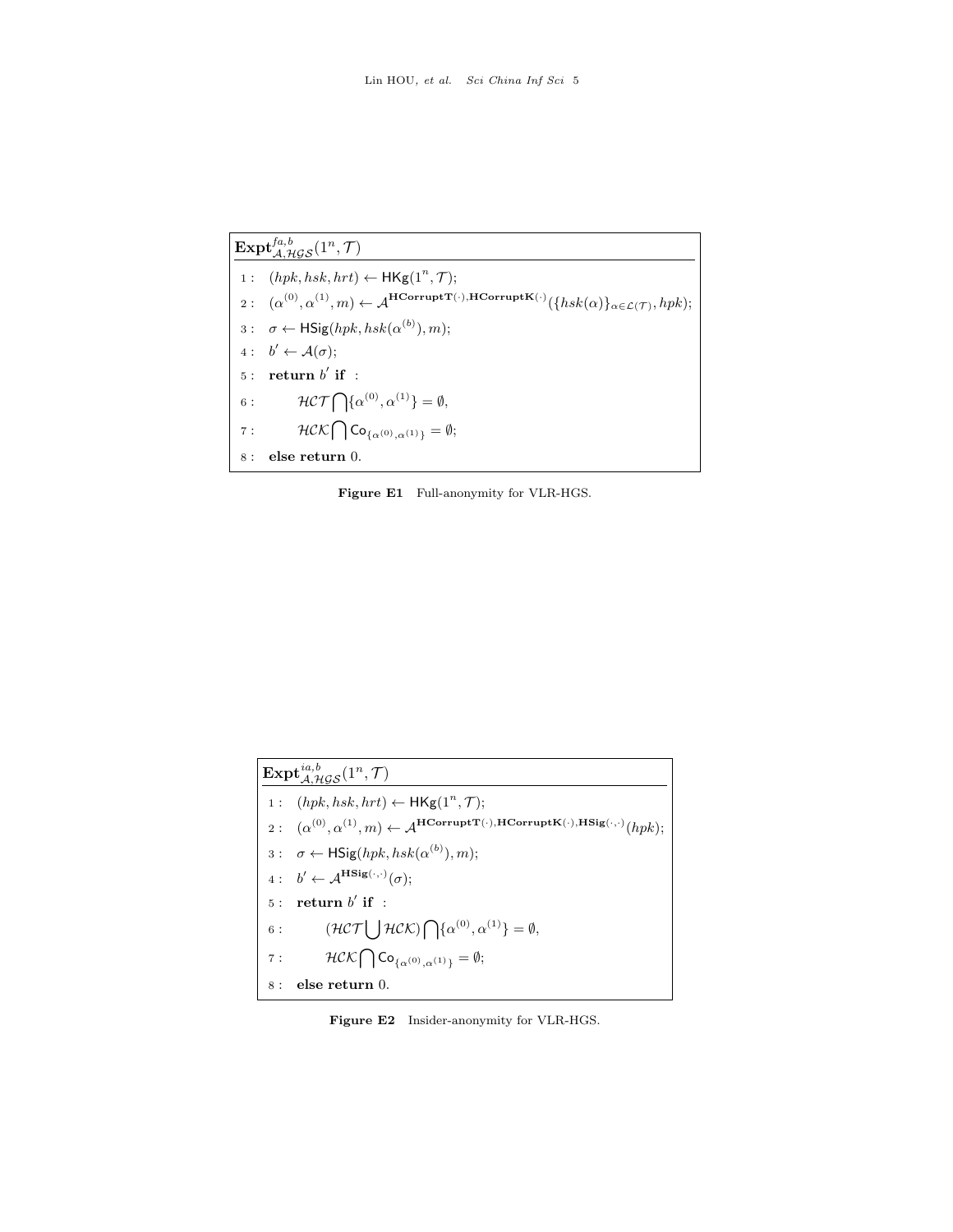$\mathbf{Expt}^{fa,b}_{\mathcal{A},\mathcal{HGS}}(1^n, \mathcal{T})$

1 : $(hpk, hsk, hrt) \leftarrow \mathsf{HKg}(1^n, \mathcal{T})$;

2 : $(\alpha^{(0)}, \alpha^{(1)}, m) \leftarrow \mathcal{A}^{\mathbf{HCorruptT}(\cdot),\mathbf{HCorruptK}(\cdot)}(\{hsk(\alpha)\}_{\alpha \in \mathcal{L}(\mathcal{T})}, hpk)$;

3 : $\sigma \leftarrow \mathsf{HSig}(hpk, hsk(\alpha^{(b)}), m)$;

4 : $b' \leftarrow \mathcal{A}(\sigma)$;

5 : **return** $b'$ **if** :

6 : $\quad \mathcal{HCT} \bigcap \{\alpha^{(0)}, \alpha^{(1)}\} = \emptyset$,

7 : $\quad \mathcal{HCK} \bigcap \mathsf{Co}_{\{\alpha^{(0)}, \alpha^{(1)}\}} = \emptyset$;

8 : **else return** 0.

**Figure E1** Full-anonymity for VLR-HGS.

$\mathbf{Expt}^{ia,b}_{\mathcal{A},\mathcal{HGS}}(1^n, \mathcal{T})$

1 : $(hpk, hsk, hrt) \leftarrow \mathsf{HKg}(1^n, \mathcal{T})$;

2 : $(\alpha^{(0)}, \alpha^{(1)}, m) \leftarrow \mathcal{A}^{\mathbf{HCorruptT}(\cdot),\mathbf{HCorruptK}(\cdot),\mathbf{HSig}(\cdot,\cdot)}(hpk)$;

3 : $\sigma \leftarrow \mathsf{HSig}(hpk, hsk(\alpha^{(b)}), m)$;

4 : $b' \leftarrow \mathcal{A}^{\mathbf{HSig}(\cdot,\cdot)}(\sigma)$;

5 : **return** $b'$ **if** :

6 : $\quad (\mathcal{HCT} \bigcup \mathcal{HCK}) \bigcap \{\alpha^{(0)}, \alpha^{(1)}\} = \emptyset$,

7 : $\quad \mathcal{HCK} \bigcap \mathsf{Co}_{\{\alpha^{(0)}, \alpha^{(1)}\}} = \emptyset$;

8 : **else return** 0.

**Figure E2** Insider-anonymity for VLR-HGS.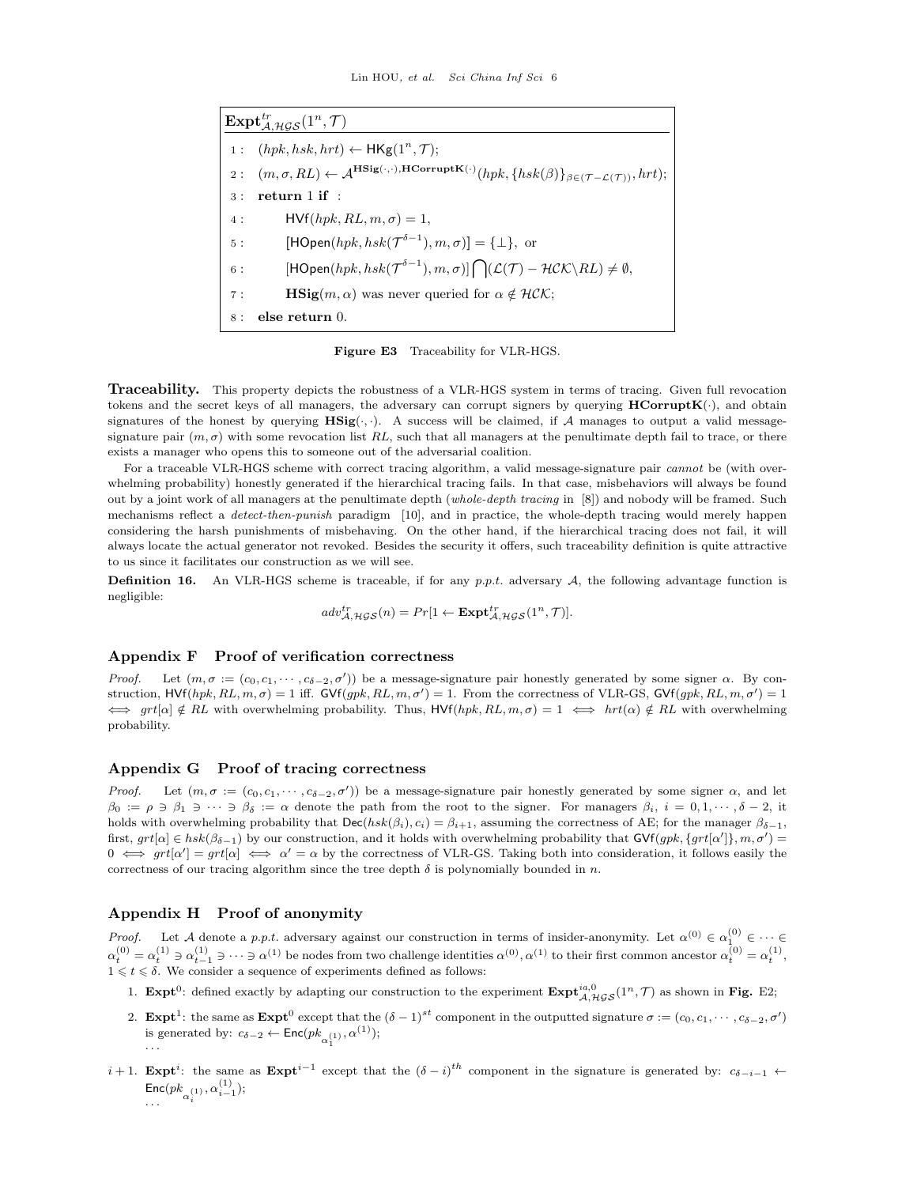**$\mathbf{Expt}^{tr}_{\mathcal{A},\mathcal{HGS}}(1^n, \mathcal{T})$**

```
1 :  (hpk, hsk, hrt) ← HKg(1^n, T);
2 :  (m, σ, RL) ← A^{HSig(·,·), HCorruptK(·)}(hpk, {hsk(β)}_{β∈(T−L(T))}, hrt);
3 :  return 1 if :
4 :       HVf(hpk, RL, m, σ) = 1,
5 :       [HOpen(hpk, hsk(T^{δ−1}), m, σ)] = {⊥}, or
6 :       [HOpen(hpk, hsk(T^{δ−1}), m, σ)] ⋂ (L(T) − HCK\RL) ≠ ∅,
7 :       HSig(m, α) was never queried for α ∉ HCK;
8 :  else return 0.
```

**Figure E3** Traceability for VLR-HGS.

**Traceability.** This property depicts the robustness of a VLR-HGS system in terms of tracing. Given full revocation tokens and the secret keys of all managers, the adversary can corrupt signers by querying $\mathbf{HCorruptK}(\cdot)$, and obtain signatures of the honest by querying $\mathbf{HSig}(\cdot,\cdot)$. A success will be claimed, if $\mathcal{A}$ manages to output a valid message-signature pair $(m, \sigma)$ with some revocation list $RL$, such that all managers at the penultimate depth fail to trace, or there exists a manager who opens this to someone out of the adversarial coalition.

For a traceable VLR-HGS scheme with correct tracing algorithm, a valid message-signature pair *cannot* be (with overwhelming probability) honestly generated if the hierarchical tracing fails. In that case, misbehaviors will always be found out by a joint work of all managers at the penultimate depth (*whole-depth tracing* in [8]) and nobody will be framed. Such mechanisms reflect a *detect-then-punish* paradigm [10], and in practice, the whole-depth tracing would merely happen considering the harsh punishments of misbehaving. On the other hand, if the hierarchical tracing does not fail, it will always locate the actual generator not revoked. Besides the security it offers, such traceability definition is quite attractive to us since it facilitates our construction as we will see.

**Definition 16.** An VLR-HGS scheme is traceable, if for any *p.p.t.* adversary $\mathcal{A}$, the following advantage function is negligible:

$$adv^{tr}_{\mathcal{A},\mathcal{HGS}}(n) = Pr[1 \leftarrow \mathbf{Expt}^{tr}_{\mathcal{A},\mathcal{HGS}}(1^n, \mathcal{T})].$$

## Appendix F Proof of verification correctness

*Proof.* Let $(m, \sigma := (c_0, c_1, \cdots, c_{\delta-2}, \sigma'))$ be a message-signature pair honestly generated by some signer $\alpha$. By construction, $\mathsf{HVf}(hpk, RL, m, \sigma) = 1$ iff. $\mathsf{GVf}(gpk, RL, m, \sigma') = 1$. From the correctness of VLR-GS, $\mathsf{GVf}(gpk, RL, m, \sigma') = 1 \iff grt[\alpha] \notin RL$ with overwhelming probability. Thus, $\mathsf{HVf}(hpk, RL, m, \sigma) = 1 \iff hrt(\alpha) \notin RL$ with overwhelming probability.

## Appendix G Proof of tracing correctness

*Proof.* Let $(m, \sigma := (c_0, c_1, \cdots, c_{\delta-2}, \sigma'))$ be a message-signature pair honestly generated by some signer $\alpha$, and let $\beta_0 := \rho \ni \beta_1 \ni \cdots \ni \beta_\delta := \alpha$ denote the path from the root to the signer. For managers $\beta_i$, $i = 0, 1, \cdots, \delta-2$, it holds with overwhelming probability that $\mathsf{Dec}(hsk(\beta_i), c_i) = \beta_{i+1}$, assuming the correctness of AE; for the manager $\beta_{\delta-1}$, first, $grt[\alpha] \in hsk(\beta_{\delta-1})$ by our construction, and it holds with overwhelming probability that $\mathsf{GVf}(gpk, \{grt[\alpha']\}, m, \sigma') = 0 \iff grt[\alpha'] = grt[\alpha] \iff \alpha' = \alpha$ by the correctness of VLR-GS. Taking both into consideration, it follows easily the correctness of our tracing algorithm since the tree depth $\delta$ is polynomially bounded in $n$.

## Appendix H Proof of anonymity

*Proof.* Let $\mathcal{A}$ denote a *p.p.t.* adversary against our construction in terms of insider-anonymity. Let $\alpha^{(0)} \in \alpha_1^{(0)} \in \cdots \in \alpha_t^{(0)} = \alpha_t^{(1)} \ni \alpha_{t-1}^{(1)} \ni \cdots \ni \alpha^{(1)}$ be nodes from two challenge identities $\alpha^{(0)}, \alpha^{(1)}$ to their first common ancestor $\alpha_t^{(0)} = \alpha_t^{(1)}$, $1 \leqslant t \leqslant \delta$. We consider a sequence of experiments defined as follows:

1. $\mathbf{Expt}^0$: defined exactly by adapting our construction to the experiment $\mathbf{Expt}^{ia,0}_{\mathcal{A},\mathcal{HGS}}(1^n, \mathcal{T})$ as shown in **Fig.** E2;
2. $\mathbf{Expt}^1$: the same as $\mathbf{Expt}^0$ except that the $(\delta-1)^{st}$ component in the outputted signature $\sigma := (c_0, c_1, \cdots, c_{\delta-2}, \sigma')$ is generated by: $c_{\delta-2} \leftarrow \mathsf{Enc}(pk_{\alpha_1^{(1)}}, \alpha^{(1)})$;
   ...

$i+1$. $\mathbf{Expt}^i$: the same as $\mathbf{Expt}^{i-1}$ except that the $(\delta-i)^{th}$ component in the signature is generated by: $c_{\delta-i-1} \leftarrow \mathsf{Enc}(pk_{\alpha_i^{(1)}}, \alpha_{i-1}^{(1)})$;
   ...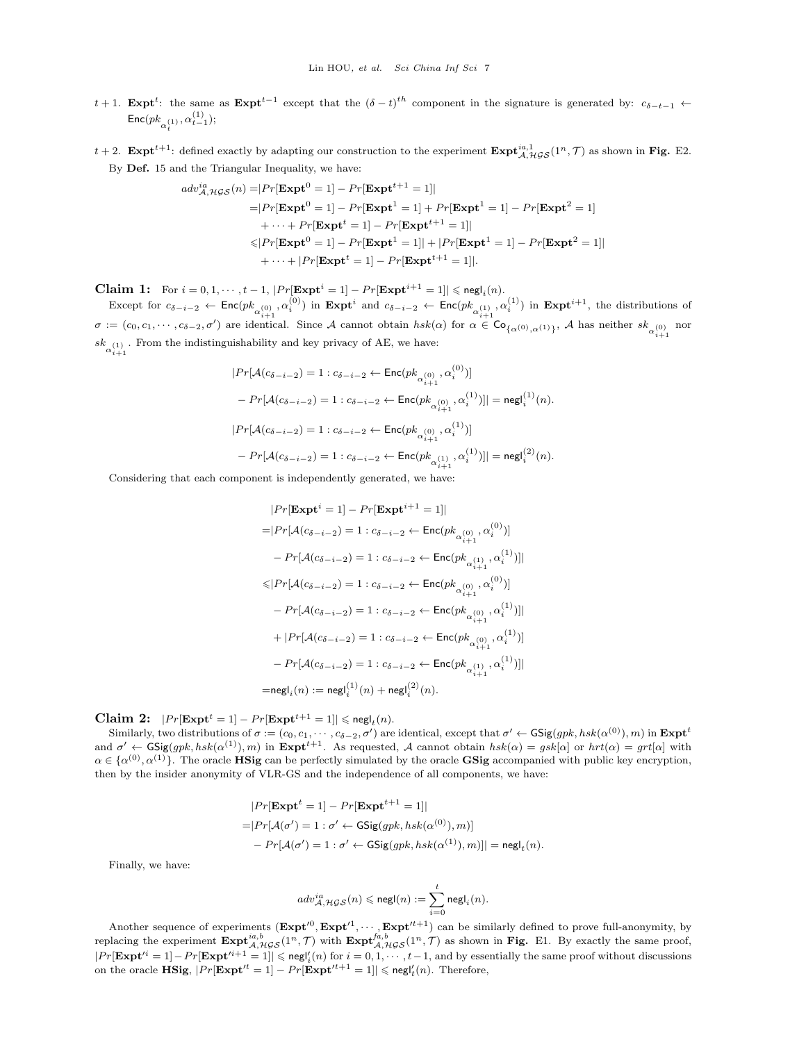$t+1$. $\mathbf{Expt}^t$: the same as $\mathbf{Expt}^{t-1}$ except that the $(\delta-t)^{th}$ component in the signature is generated by: $c_{\delta-t-1} \leftarrow \mathsf{Enc}(pk_{\alpha_t^{(1)}}, \alpha_{t-1}^{(1)})$;

$t+2$. $\mathbf{Expt}^{t+1}$: defined exactly by adapting our construction to the experiment $\mathbf{Expt}^{ia,1}_{\mathcal{A},\mathcal{HGS}}(1^n, \mathcal{T})$ as shown in **Fig.** E2.

By **Def.** 15 and the Triangular Inequality, we have:

$$
\begin{aligned}
adv^{ia}_{\mathcal{A},\mathcal{HGS}}(n) =& |Pr[\mathbf{Expt}^0 = 1] - Pr[\mathbf{Expt}^{t+1} = 1]| \\
=& |Pr[\mathbf{Expt}^0 = 1] - Pr[\mathbf{Expt}^1 = 1] + Pr[\mathbf{Expt}^1 = 1] - Pr[\mathbf{Expt}^2 = 1] \\
&+ \cdots + Pr[\mathbf{Expt}^t = 1] - Pr[\mathbf{Expt}^{t+1} = 1]| \\
\leqslant& |Pr[\mathbf{Expt}^0 = 1] - Pr[\mathbf{Expt}^1 = 1]| + |Pr[\mathbf{Expt}^1 = 1] - Pr[\mathbf{Expt}^2 = 1]| \\
&+ \cdots + |Pr[\mathbf{Expt}^t = 1] - Pr[\mathbf{Expt}^{t+1} = 1]|.
\end{aligned}
$$

**Claim 1:** For $i = 0, 1, \cdots, t-1$, $|Pr[\mathbf{Expt}^i = 1] - Pr[\mathbf{Expt}^{i+1} = 1]| \leqslant \mathsf{negl}_i(n)$.

Except for $c_{\delta-i-2} \leftarrow \mathsf{Enc}(pk_{\alpha_{i+1}^{(0)}}, \alpha_i^{(0)})$ in $\mathbf{Expt}^i$ and $c_{\delta-i-2} \leftarrow \mathsf{Enc}(pk_{\alpha_{i+1}^{(1)}}, \alpha_i^{(1)})$ in $\mathbf{Expt}^{i+1}$, the distributions of $\sigma := (c_0, c_1, \cdots, c_{\delta-2}, \sigma')$ are identical. Since $\mathcal{A}$ cannot obtain $hsk(\alpha)$ for $\alpha \in \mathsf{Co}_{\{\alpha^{(0)}, \alpha^{(1)}\}}$, $\mathcal{A}$ has neither $sk_{\alpha_{i+1}^{(0)}}$ nor $sk_{\alpha_{i+1}^{(1)}}$. From the indistinguishability and key privacy of AE, we have:

$$
\begin{aligned}
&|Pr[\mathcal{A}(c_{\delta-i-2}) = 1 : c_{\delta-i-2} \leftarrow \mathsf{Enc}(pk_{\alpha_{i+1}^{(0)}}, \alpha_i^{(0)})] \\
&- Pr[\mathcal{A}(c_{\delta-i-2}) = 1 : c_{\delta-i-2} \leftarrow \mathsf{Enc}(pk_{\alpha_{i+1}^{(0)}}, \alpha_i^{(1)})]| = \mathsf{negl}_i^{(1)}(n). \\
&|Pr[\mathcal{A}(c_{\delta-i-2}) = 1 : c_{\delta-i-2} \leftarrow \mathsf{Enc}(pk_{\alpha_{i+1}^{(0)}}, \alpha_i^{(1)})] \\
&- Pr[\mathcal{A}(c_{\delta-i-2}) = 1 : c_{\delta-i-2} \leftarrow \mathsf{Enc}(pk_{\alpha_{i+1}^{(1)}}, \alpha_i^{(1)})]| = \mathsf{negl}_i^{(2)}(n).
\end{aligned}
$$

Considering that each component is independently generated, we have:

$$
\begin{aligned}
&|Pr[\mathbf{Expt}^i = 1] - Pr[\mathbf{Expt}^{i+1} = 1]| \\
=& |Pr[\mathcal{A}(c_{\delta-i-2}) = 1 : c_{\delta-i-2} \leftarrow \mathsf{Enc}(pk_{\alpha_{i+1}^{(0)}}, \alpha_i^{(0)})] \\
&- Pr[\mathcal{A}(c_{\delta-i-2}) = 1 : c_{\delta-i-2} \leftarrow \mathsf{Enc}(pk_{\alpha_{i+1}^{(1)}}, \alpha_i^{(1)})]| \\
\leqslant& |Pr[\mathcal{A}(c_{\delta-i-2}) = 1 : c_{\delta-i-2} \leftarrow \mathsf{Enc}(pk_{\alpha_{i+1}^{(0)}}, \alpha_i^{(0)})] \\
&- Pr[\mathcal{A}(c_{\delta-i-2}) = 1 : c_{\delta-i-2} \leftarrow \mathsf{Enc}(pk_{\alpha_{i+1}^{(0)}}, \alpha_i^{(1)})]| \\
&+ |Pr[\mathcal{A}(c_{\delta-i-2}) = 1 : c_{\delta-i-2} \leftarrow \mathsf{Enc}(pk_{\alpha_{i+1}^{(0)}}, \alpha_i^{(1)})] \\
&- Pr[\mathcal{A}(c_{\delta-i-2}) = 1 : c_{\delta-i-2} \leftarrow \mathsf{Enc}(pk_{\alpha_{i+1}^{(1)}}, \alpha_i^{(1)})]| \\
=& \mathsf{negl}_i(n) := \mathsf{negl}_i^{(1)}(n) + \mathsf{negl}_i^{(2)}(n).
\end{aligned}
$$

**Claim 2:** $|Pr[\mathbf{Expt}^t = 1] - Pr[\mathbf{Expt}^{t+1} = 1]| \leqslant \mathsf{negl}_t(n)$.

Similarly, two distributions of $\sigma := (c_0, c_1, \cdots, c_{\delta-2}, \sigma')$ are identical, except that $\sigma' \leftarrow \mathsf{GSig}(gpk, hsk(\alpha^{(0)}), m)$ in $\mathbf{Expt}^t$ and $\sigma' \leftarrow \mathsf{GSig}(gpk, hsk(\alpha^{(1)}), m)$ in $\mathbf{Expt}^{t+1}$. As requested, $\mathcal{A}$ cannot obtain $hsk(\alpha) = gsk[\alpha]$ or $hrt(\alpha) = grt[\alpha]$ with $\alpha \in \{\alpha^{(0)}, \alpha^{(1)}\}$. The oracle **HSig** can be perfectly simulated by the oracle **GSig** accompanied with public key encryption, then by the insider anonymity of VLR-GS and the independence of all components, we have:

$$
\begin{aligned}
&|Pr[\mathbf{Expt}^t = 1] - Pr[\mathbf{Expt}^{t+1} = 1]| \\
=& |Pr[\mathcal{A}(\sigma') = 1 : \sigma' \leftarrow \mathsf{GSig}(gpk, hsk(\alpha^{(0)}), m)] \\
&- Pr[\mathcal{A}(\sigma') = 1 : \sigma' \leftarrow \mathsf{GSig}(gpk, hsk(\alpha^{(1)}), m)]| = \mathsf{negl}_t(n).
\end{aligned}
$$

Finally, we have:

$$
adv^{ia}_{\mathcal{A},\mathcal{HGS}}(n) \leqslant \mathsf{negl}(n) := \sum_{i=0}^{t} \mathsf{negl}_i(n).
$$

Another sequence of experiments $(\mathbf{Expt}'^0, \mathbf{Expt}'^1, \cdots, \mathbf{Expt}'^{t+1})$ can be similarly defined to prove full-anonymity, by replacing the experiment $\mathbf{Expt}^{ia,b}_{\mathcal{A},\mathcal{HGS}}(1^n, \mathcal{T})$ with $\mathbf{Expt}^{fa,b}_{\mathcal{A},\mathcal{HGS}}(1^n, \mathcal{T})$ as shown in **Fig.** E1. By exactly the same proof, $|Pr[\mathbf{Expt}'^i = 1] - Pr[\mathbf{Expt}'^{i+1} = 1]| \leqslant \mathsf{negl}'_i(n)$ for $i = 0, 1, \cdots, t-1$, and by essentially the same proof without discussions on the oracle **HSig**, $|Pr[\mathbf{Expt}'^t = 1] - Pr[\mathbf{Expt}'^{t+1} = 1]| \leqslant \mathsf{negl}'_t(n)$. Therefore,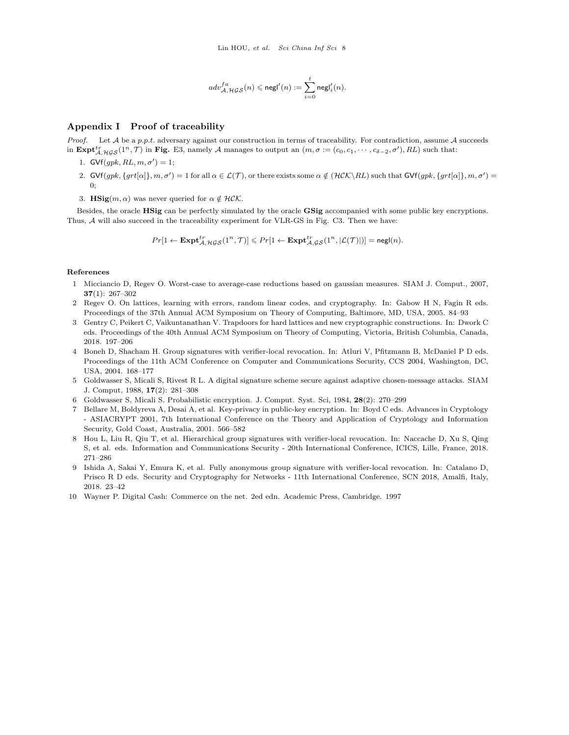$$adv^{fa}_{\mathcal{A},\mathcal{HGS}}(n) \leqslant \mathsf{negl}'(n) := \sum_{i=0}^{t} \mathsf{negl}'_i(n).$$

## Appendix I Proof of traceability

*Proof.* Let $\mathcal{A}$ be a *p.p.t.* adversary against our construction in terms of traceability. For contradiction, assume $\mathcal{A}$ succeeds in $\mathbf{Expt}^{tr}_{\mathcal{A},\mathcal{HGS}}(1^n, \mathcal{T})$ in **Fig.** E3, namely $\mathcal{A}$ manages to output an $(m, \sigma := (c_0, c_1, \cdots, c_{\delta-2}, \sigma'), RL)$ such that:

1. $\mathsf{GVf}(gpk, RL, m, \sigma') = 1$;
2. $\mathsf{GVf}(gpk, \{grt[\alpha]\}, m, \sigma') = 1$ for all $\alpha \in \mathcal{L}(\mathcal{T})$, or there exists some $\alpha \notin (\mathcal{HCK} \backslash RL)$ such that $\mathsf{GVf}(gpk, \{grt[\alpha]\}, m, \sigma') = 0$;
3. $\mathbf{HSig}(m, \alpha)$ was never queried for $\alpha \notin \mathcal{HCK}$.

Besides, the oracle **HSig** can be perfectly simulated by the oracle **GSig** accompanied with some public key encryptions. Thus, $\mathcal{A}$ will also succeed in the traceability experiment for VLR-GS in Fig. C3. Then we have:

$$Pr[1 \leftarrow \mathbf{Expt}^{tr}_{\mathcal{A},\mathcal{HGS}}(1^n, \mathcal{T})] \leqslant Pr[1 \leftarrow \mathbf{Expt}^{tr}_{\mathcal{A},\mathcal{GS}}(1^n, |\mathcal{L}(\mathcal{T})|)] = \mathsf{negl}(n).$$

### References

1. Micciancio D, Regev O. Worst-case to average-case reductions based on gaussian measures. SIAM J. Comput., 2007, **37**(1): 267–302
2. Regev O. On lattices, learning with errors, random linear codes, and cryptography. In: Gabow H N, Fagin R eds. Proceedings of the 37th Annual ACM Symposium on Theory of Computing, Baltimore, MD, USA, 2005. 84–93
3. Gentry C, Peikert C, Vaikuntanathan V. Trapdoors for hard lattices and new cryptographic constructions. In: Dwork C eds. Proceedings of the 40th Annual ACM Symposium on Theory of Computing, Victoria, British Columbia, Canada, 2018. 197–206
4. Boneh D, Shacham H. Group signatures with verifier-local revocation. In: Atluri V, Pfitzmann B, McDaniel P D eds. Proceedings of the 11th ACM Conference on Computer and Communications Security, CCS 2004, Washington, DC, USA, 2004. 168–177
5. Goldwasser S, Micali S, Rivest R L. A digital signature scheme secure against adaptive chosen-message attacks. SIAM J. Comput, 1988, **17**(2): 281–308
6. Goldwasser S, Micali S. Probabilistic encryption. J. Comput. Syst. Sci, 1984, **28**(2): 270–299
7. Bellare M, Boldyreva A, Desai A, et al. Key-privacy in public-key encryption. In: Boyd C eds. Advances in Cryptology - ASIACRYPT 2001, 7th International Conference on the Theory and Application of Cryptology and Information Security, Gold Coast, Australia, 2001. 566–582
8. Hou L, Liu R, Qiu T, et al. Hierarchical group signatures with verifier-local revocation. In: Naccache D, Xu S, Qing S, et al. eds. Information and Communications Security - 20th International Conference, ICICS, Lille, France, 2018. 271–286
9. Ishida A, Sakai Y, Emura K, et al. Fully anonymous group signature with verifier-local revocation. In: Catalano D, Prisco R D eds. Security and Cryptography for Networks - 11th International Conference, SCN 2018, Amalfi, Italy, 2018. 23–42
10. Wayner P. Digital Cash: Commerce on the net. 2ed edn. Academic Press, Cambridge. 1997